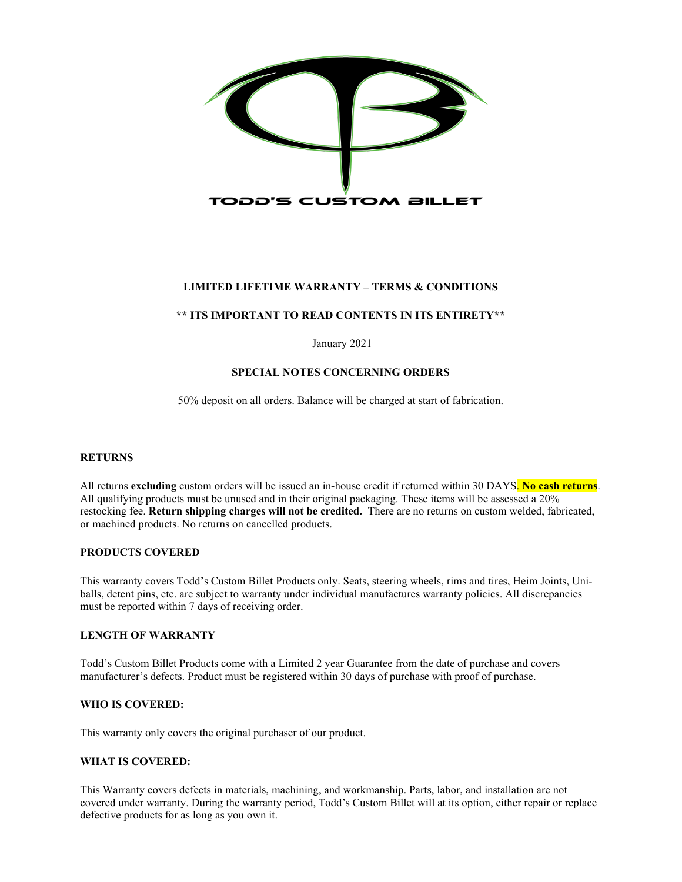TODD'S CUSTOM BILLET

## LIMITED LIFETIME WARRANTY – TERMS & CONDITIONS

**\*\* ITS IMPORTANT TO READ CONTENTS IN ITS ENTIRETY\*\***

January 2021

### SPECIAL NOTES CONCERNING ORDERS

50% deposit on all orders. Balance will be charged at start of fabrication.

### RETURNS

All returns **excluding** custom orders will be issued an in-house credit if returned within 30 DAYS**. No cash returns**. All qualifying products must be unused and in their original packaging. These items will be assessed a 20% restocking fee. **Return shipping charges will not be credited.** There are no returns on custom welded, fabricated, or machined products. No returns on cancelled products.

### PRODUCTS COVERED

This warranty covers Todd's Custom Billet Products only. Seats, steering wheels, rims and tires, Heim Joints, Uni-balls, detent pins, etc. are subject to warranty under individual manufactures warranty policies. All discrepancies must be reported within 7 days of receiving order.

### LENGTH OF WARRANTY

Todd's Custom Billet Products come with a Limited 2 year Guarantee from the date of purchase and covers manufacturer's defects. Product must be registered within 30 days of purchase with proof of purchase.

### WHO IS COVERED:

This warranty only covers the original purchaser of our product.

### WHAT IS COVERED:

This Warranty covers defects in materials, machining, and workmanship. Parts, labor, and installation are not covered under warranty. During the warranty period, Todd's Custom Billet will at its option, either repair or replace defective products for as long as you own it.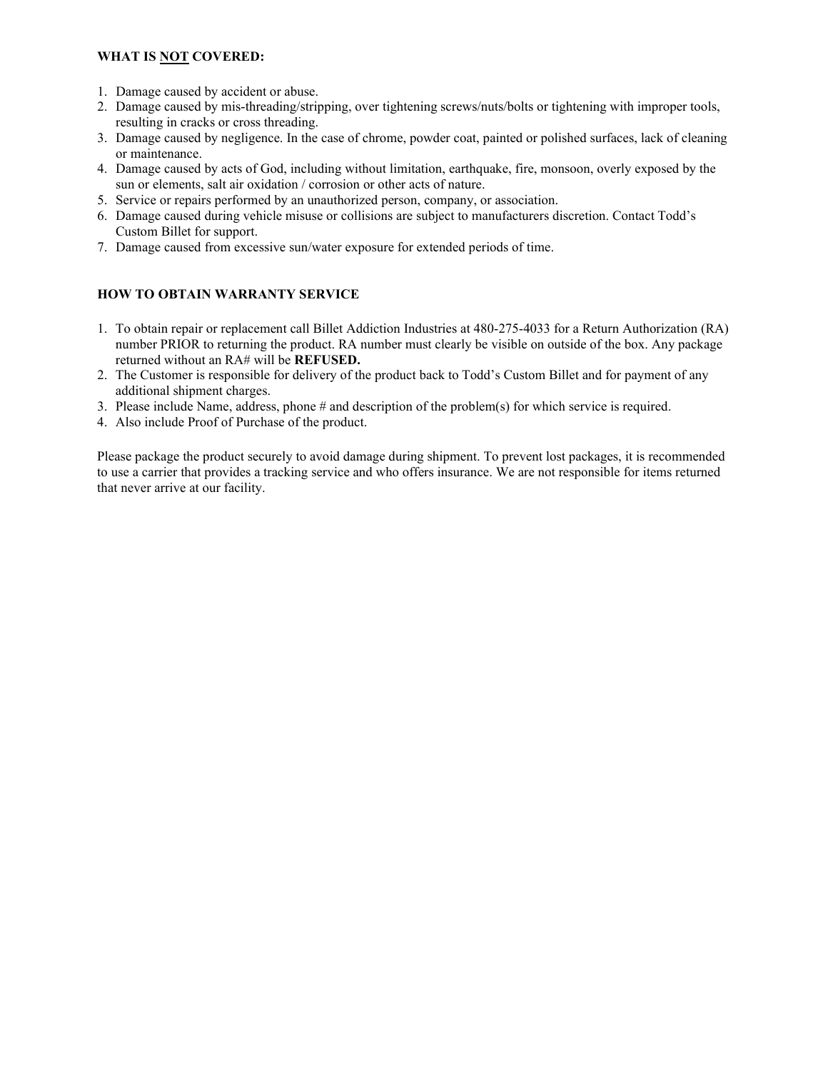**WHAT IS NOT COVERED:**

1. Damage caused by accident or abuse.
2. Damage caused by mis-threading/stripping, over tightening screws/nuts/bolts or tightening with improper tools, resulting in cracks or cross threading.
3. Damage caused by negligence. In the case of chrome, powder coat, painted or polished surfaces, lack of cleaning or maintenance.
4. Damage caused by acts of God, including without limitation, earthquake, fire, monsoon, overly exposed by the sun or elements, salt air oxidation / corrosion or other acts of nature.
5. Service or repairs performed by an unauthorized person, company, or association.
6. Damage caused during vehicle misuse or collisions are subject to manufacturers discretion. Contact Todd's Custom Billet for support.
7. Damage caused from excessive sun/water exposure for extended periods of time.

**HOW TO OBTAIN WARRANTY SERVICE**

1. To obtain repair or replacement call Billet Addiction Industries at 480-275-4033 for a Return Authorization (RA) number PRIOR to returning the product. RA number must clearly be visible on outside of the box. Any package returned without an RA# will be **REFUSED.**
2. The Customer is responsible for delivery of the product back to Todd's Custom Billet and for payment of any additional shipment charges.
3. Please include Name, address, phone # and description of the problem(s) for which service is required.
4. Also include Proof of Purchase of the product.

Please package the product securely to avoid damage during shipment. To prevent lost packages, it is recommended to use a carrier that provides a tracking service and who offers insurance. We are not responsible for items returned that never arrive at our facility.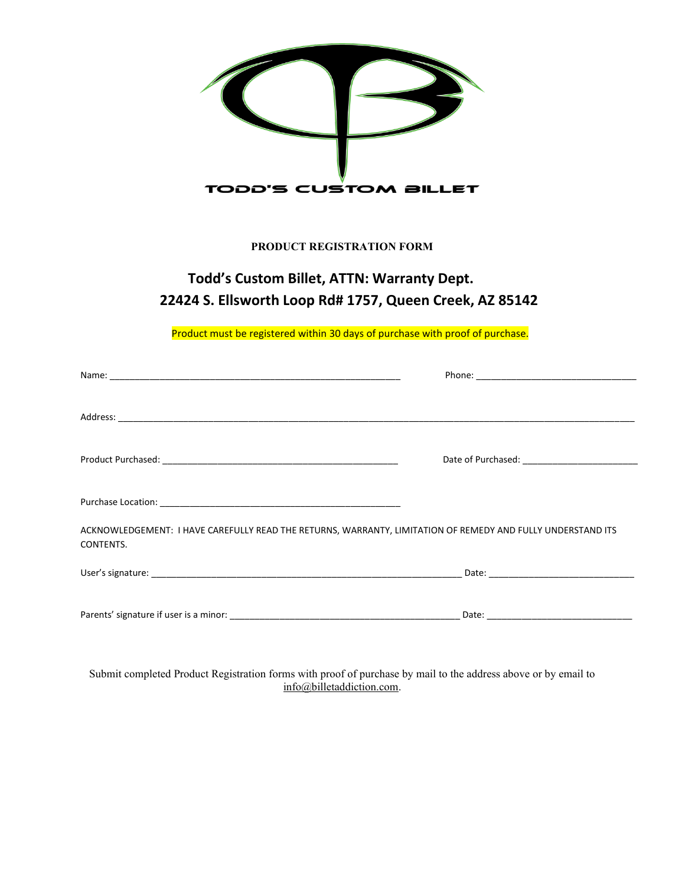TODD'S CUSTOM BILLET

**PRODUCT REGISTRATION FORM**

**Todd's Custom Billet, ATTN: Warranty Dept.**
**22424 S. Ellsworth Loop Rd# 1757, Queen Creek, AZ 85142**

Product must be registered within 30 days of purchase with proof of purchase.

Name: ____________________________________________________________ Phone: _________________________________

Address: ________________________________________________________________________________________________________

Product Purchased: _________________________________________________ Date of Purchased: ________________________

Purchase Location: __________________________________________________

ACKNOWLEDGEMENT: I HAVE CAREFULLY READ THE RETURNS, WARRANTY, LIMITATION OF REMEDY AND FULLY UNDERSTAND ITS CONTENTS.

User's signature: _________________________________________________________________ Date: ______________________________

Parents' signature if user is a minor: ________________________________________________ Date: ______________________________

Submit completed Product Registration forms with proof of purchase by mail to the address above or by email to info@billetaddiction.com.